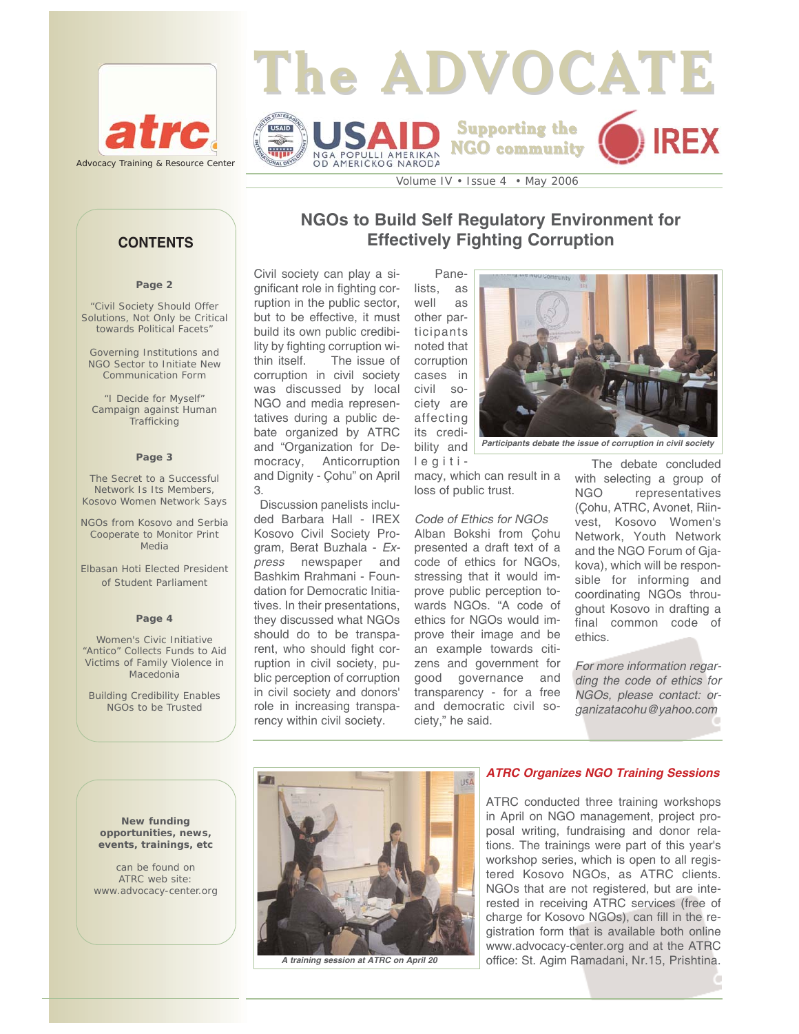# The ADVOCATE

atrc
Advocacy Training & Resource Center

USAID — NGA POPULLI AMERIKAN OD AMERICKOG NARODA

Supporting the NGO community

IREX

Volume IV • Issue 4 • May 2006

## CONTENTS

**Page 2**

"Civil Society Should Offer Solutions, Not Only be Critical towards Political Facets"

Governing Institutions and NGO Sector to Initiate New Communication Form

"I Decide for Myself" Campaign against Human Trafficking

**Page 3**

The Secret to a Successful Network Is Its Members, Kosovo Women Network Says

NGOs from Kosovo and Serbia Cooperate to Monitor Print Media

Elbasan Hoti Elected President of Student Parliament

**Page 4**

Women's Civic Initiative "Antico" Collects Funds to Aid Victims of Family Violence in Macedonia

Building Credibility Enables NGOs to be Trusted

## NGOs to Build Self Regulatory Environment for Effectively Fighting Corruption

Civil society can play a significant role in fighting corruption in the public sector, but to be effective, it must build its own public credibility by fighting corruption within itself. The issue of corruption in civil society was discussed by local NGO and media representatives during a public debate organized by ATRC and "Organization for Democracy, Anticorruption and Dignity - Çohu" on April 3.

Discussion panelists included Barbara Hall - IREX Kosovo Civil Society Program, Berat Buzhala - *Express* newspaper and Bashkim Rrahmani - Foundation for Democratic Initiatives. In their presentations, they discussed what NGOs should do to be transparent, who should fight corruption in civil society, public perception of corruption in civil society and donors' role in increasing transparency within civil society.

Panelists, as well as other participants noted that corruption cases in civil society are affecting its credibility and legitimacy, which can result in a loss of public trust.

*Participants debate the issue of corruption in civil society*

*Code of Ethics for NGOs*

Alban Bokshi from Çohu presented a draft text of a code of ethics for NGOs, stressing that it would improve public perception towards NGOs. "A code of ethics for NGOs would improve their image and be an example towards citizens and government for good governance and transparency - for a free and democratic civil society," he said.

The debate concluded with selecting a group of NGO representatives (Çohu, ATRC, Avonet, Riinvest, Kosovo Women's Network, Youth Network and the NGO Forum of Gjakova), which will be responsible for informing and coordinating NGOs throughout Kosovo in drafting a final common code of ethics.

*For more information regarding the code of ethics for NGOs, please contact: organizatacohu@yahoo.com*

**New funding opportunities, news, events, trainings, etc**

can be found on ATRC web site: www.advocacy-center.org

*A training session at ATRC on April 20*

### *ATRC Organizes NGO Training Sessions*

ATRC conducted three training workshops in April on NGO management, project proposal writing, fundraising and donor relations. The trainings were part of this year's workshop series, which is open to all registered Kosovo NGOs, as ATRC clients. NGOs that are not registered, but are interested in receiving ATRC services (free of charge for Kosovo NGOs), can fill in the registration form that is available both online www.advocacy-center.org and at the ATRC office: St. Agim Ramadani, Nr.15, Prishtina.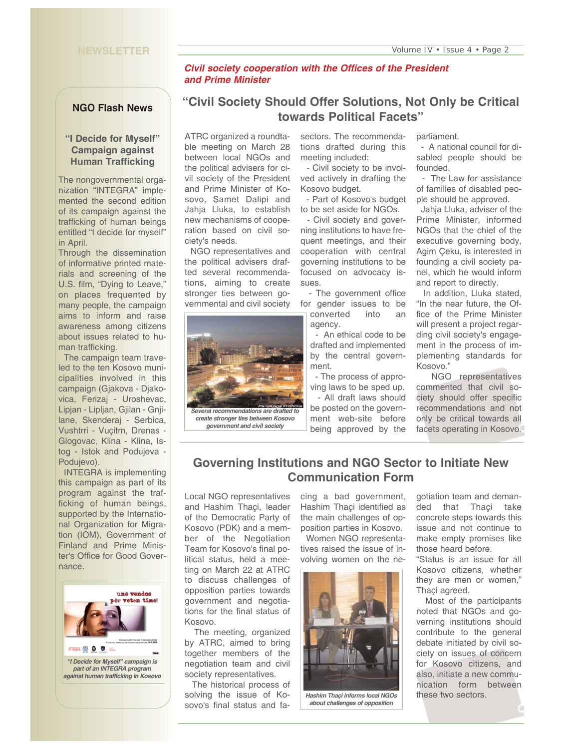## NGO Flash News

### "I Decide for Myself" Campaign against Human Trafficking

The nongovernmental organization "INTEGRA" implemented the second edition of its campaign against the trafficking of human beings entitled "I decide for myself" in April.

Through the dissemination of informative printed materials and screening of the U.S. film, "Dying to Leave," on places frequented by many people, the campaign aims to inform and raise awareness among citizens about issues related to human trafficking.

The campaign team traveled to the ten Kosovo municipalities involved in this campaign (Gjakova - Djakovica, Ferizaj - Uroshevac, Lipjan - Lipljan, Gjilan - Gnjilane, Skenderaj - Serbica, Vushtrri - Vuçitrn, Drenas - Glogovac, Klina - Klina, Istog - Istok and Podujeva - Podujevo).

INTEGRA is implementing this campaign as part of its program against the trafficking of human beings, supported by the International Organization for Migration (IOM), Government of Finland and Prime Minister's Office for Good Governance.

*"I Decide for Myself" campaign is part of an INTEGRA program against human trafficking in Kosovo*

*Civil society cooperation with the Offices of the President and Prime Minister*

## "Civil Society Should Offer Solutions, Not Only be Critical towards Political Facets"

ATRC organized a roundtable meeting on March 28 between local NGOs and the political advisers for civil society of the President and Prime Minister of Kosovo, Samet Dalipi and Jahja Lluka, to establish new mechanisms of cooperation based on civil society's needs.

NGO representatives and the political advisers drafted several recommendations, aiming to create stronger ties between governmental and civil society sectors. The recommendations drafted during this meeting included:

- Civil society to be involved actively in drafting the Kosovo budget.
- Part of Kosovo's budget to be set aside for NGOs.
- Civil society and governing institutions to have frequent meetings, and their cooperation with central governing institutions to be focused on advocacy issues.
- The government office for gender issues to be converted into an agency.
- An ethical code to be drafted and implemented by the central government.
- The process of approving laws to be sped up.
- All draft laws should be posted on the government web-site before being approved by the parliament.
- A national council for disabled people should be founded.
- The Law for assistance of families of disabled people should be approved.

*Several recommendations are drafted to create stronger ties between Kosovo government and civil society*

Jahja Lluka, adviser of the Prime Minister, informed NGOs that the chief of the executive governing body, Agim Çeku, is interested in founding a civil society panel, which he would inform and report to directly.

In addition, Lluka stated, "In the near future, the Office of the Prime Minister will present a project regarding civil society's engagement in the process of implementing standards for Kosovo."

NGO representatives commented that civil society should offer specific recommendations and not only be critical towards all facets operating in Kosovo.

## Governing Institutions and NGO Sector to Initiate New Communication Form

Local NGO representatives and Hashim Thaçi, leader of the Democratic Party of Kosovo (PDK) and a member of the Negotiation Team for Kosovo's final political status, held a meeting on March 22 at ATRC to discuss challenges of opposition parties towards government and negotiations for the final status of Kosovo.

The meeting, organized by ATRC, aimed to bring together members of the negotiation team and civil society representatives.

The historical process of solving the issue of Kosovo's final status and facing a bad government, Hashim Thaçi identified as the main challenges of opposition parties in Kosovo.

Women NGO representatives raised the issue of involving women on the negotiation team and demanded that Thaçi take concrete steps towards this issue and not continue to make empty promises like those heard before.

*Hashim Thaçi informs local NGOs about challenges of opposition*

"Status is an issue for all Kosovo citizens, whether they are men or women," Thaçi agreed.

Most of the participants noted that NGOs and governing institutions should contribute to the general debate initiated by civil society on issues of concern for Kosovo citizens, and also, initiate a new communication form between these two sectors.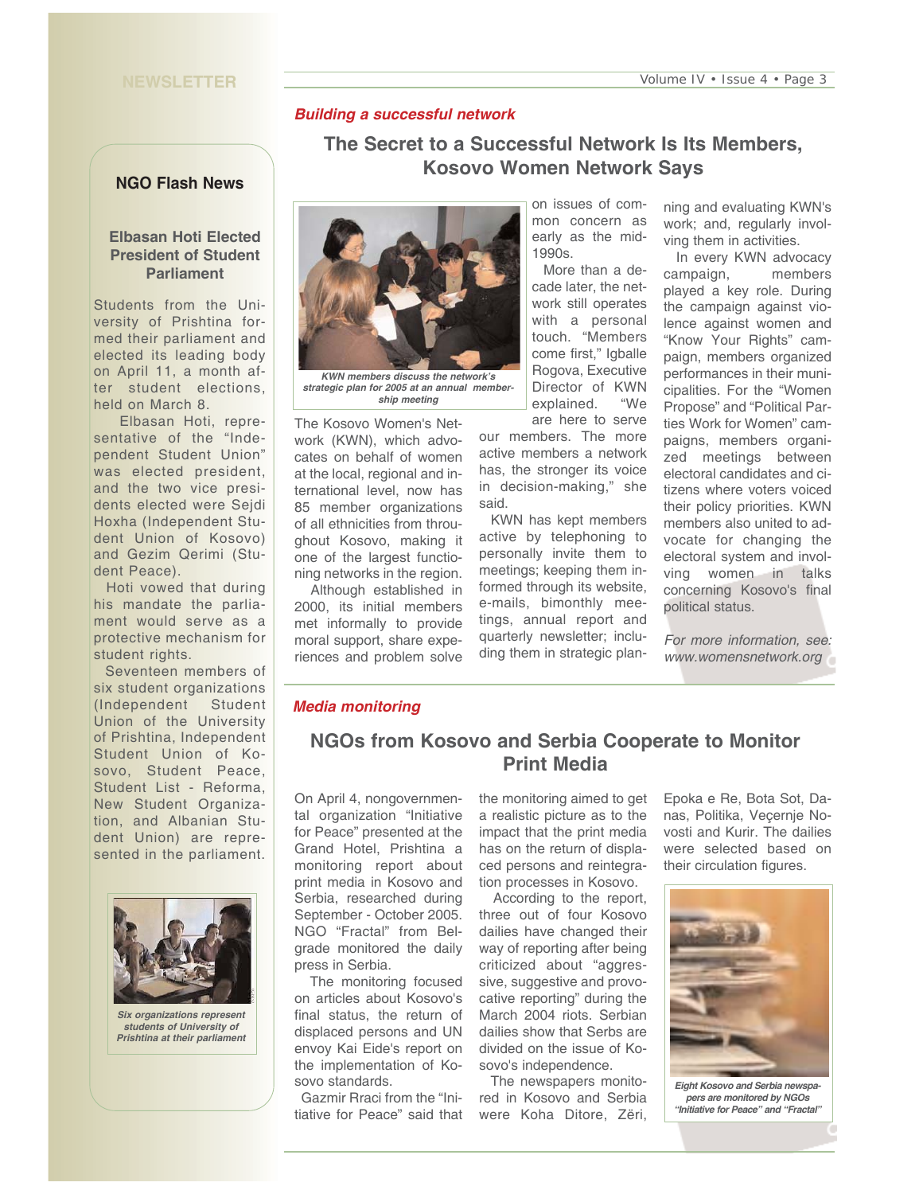## NGO Flash News

### Elbasan Hoti Elected President of Student Parliament

Students from the University of Prishtina formed their parliament and elected its leading body on April 11, a month after student elections, held on March 8.

Elbasan Hoti, representative of the "Independent Student Union" was elected president, and the two vice presidents elected were Sejdi Hoxha (Independent Student Union of Kosovo) and Gezim Qerimi (Student Peace).

Hoti vowed that during his mandate the parliament would serve as a protective mechanism for student rights.

Seventeen members of six student organizations (Independent Student Union of the University of Prishtina, Independent Student Union of Kosovo, Student Peace, Student List - Reforma, New Student Organization, and Albanian Student Union) are represented in the parliament.

*Six organizations represent students of University of Prishtina at their parliament*

*Building a successful network*

## The Secret to a Successful Network Is Its Members, Kosovo Women Network Says

*KWN members discuss the network's strategic plan for 2005 at an annual membership meeting*

The Kosovo Women's Network (KWN), which advocates on behalf of women at the local, regional and international level, now has 85 member organizations of all ethnicities from throughout Kosovo, making it one of the largest functioning networks in the region.

Although established in 2000, its initial members met informally to provide moral support, share experiences and problem solve on issues of common concern as early as the mid-1990s.

More than a decade later, the network still operates with a personal touch. "Members come first," Igballe Rogova, Executive Director of KWN explained. "We are here to serve our members. The more active members a network has, the stronger its voice in decision-making," she said.

KWN has kept members active by telephoning to personally invite them to meetings; keeping them informed through its website, e-mails, bimonthly meetings, annual report and quarterly newsletter; including them in strategic planning and evaluating KWN's work; and, regularly involving them in activities.

In every KWN advocacy campaign, members played a key role. During the campaign against violence against women and "Know Your Rights" campaign, members organized performances in their municipalities. For the "Women Propose" and "Political Parties Work for Women" campaigns, members organized meetings between electoral candidates and citizens where voters voiced their policy priorities. KWN members also united to advocate for changing the electoral system and involving women in talks concerning Kosovo's final political status.

*For more information, see: www.womensnetwork.org*

*Media monitoring*

## NGOs from Kosovo and Serbia Cooperate to Monitor Print Media

On April 4, nongovernmental organization "Initiative for Peace" presented at the Grand Hotel, Prishtina a monitoring report about print media in Kosovo and Serbia, researched during September - October 2005. NGO "Fractal" from Belgrade monitored the daily press in Serbia.

The monitoring focused on articles about Kosovo's final status, the return of displaced persons and UN envoy Kai Eide's report on the implementation of Kosovo standards.

Gazmir Rraci from the "Initiative for Peace" said that the monitoring aimed to get a realistic picture as to the impact that the print media has on the return of displaced persons and reintegration processes in Kosovo.

According to the report, three out of four Kosovo dailies have changed their way of reporting after being criticized about "aggressive, suggestive and provocative reporting" during the March 2004 riots. Serbian dailies show that Serbs are divided on the issue of Kosovo's independence.

The newspapers monitored in Kosovo and Serbia were Koha Ditore, Zëri, Epoka e Re, Bota Sot, Danas, Politika, Veçernje Novosti and Kurir. The dailies were selected based on their circulation figures.

*Eight Kosovo and Serbia newspapers are monitored by NGOs "Initiative for Peace" and "Fractal"*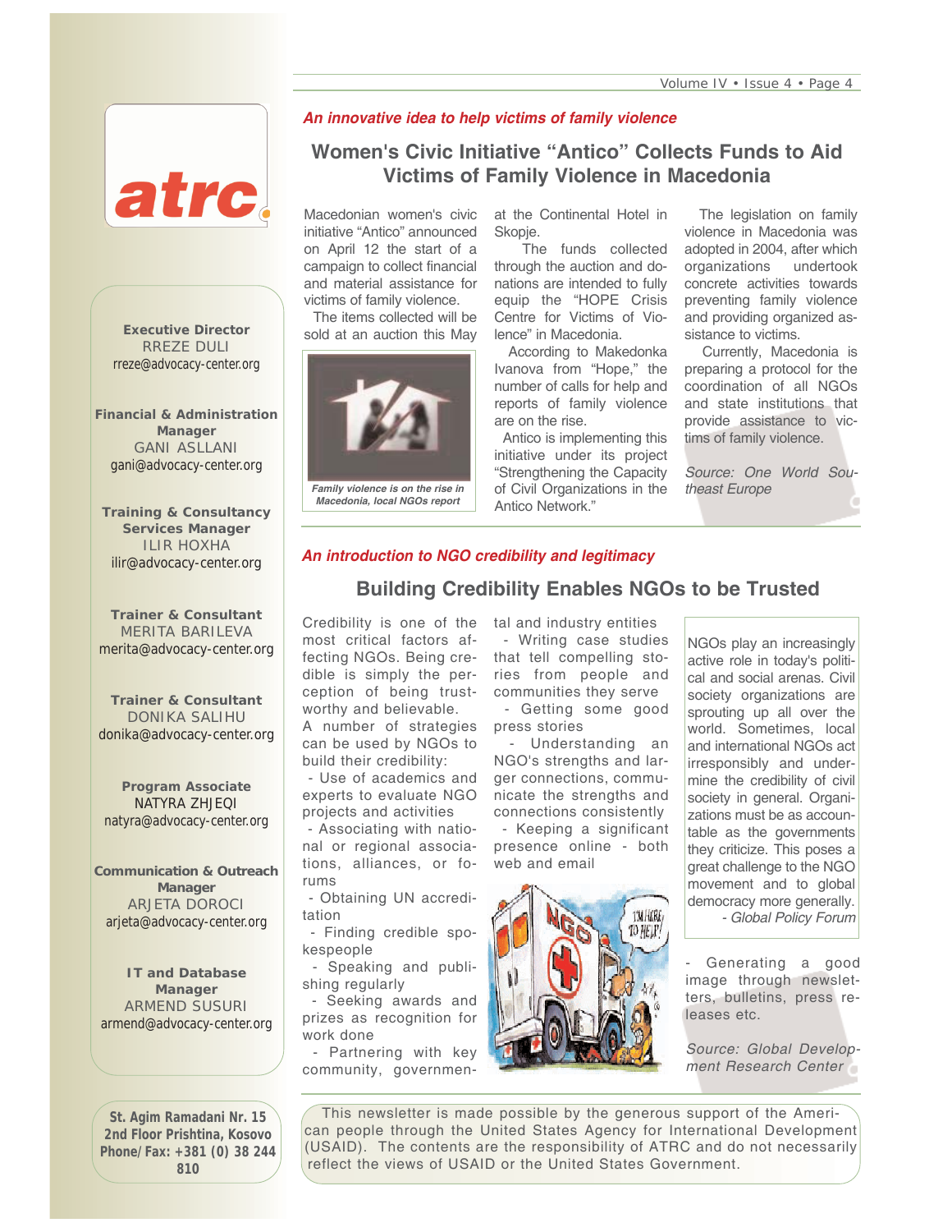*An innovative idea to help victims of family violence*

## Women's Civic Initiative "Antico" Collects Funds to Aid Victims of Family Violence in Macedonia

Macedonian women's civic initiative "Antico" announced on April 12 the start of a campaign to collect financial and material assistance for victims of family violence.

The items collected will be sold at an auction this May at the Continental Hotel in Skopje.

The funds collected through the auction and donations are intended to fully equip the "HOPE Crisis Centre for Victims of Violence" in Macedonia.

According to Makedonka Ivanova from "Hope," the number of calls for help and reports of family violence are on the rise.

Antico is implementing this initiative under its project "Strengthening the Capacity of Civil Organizations in the Antico Network."

The legislation on family violence in Macedonia was adopted in 2004, after which organizations undertook concrete activities towards preventing family violence and providing organized assistance to victims.

Currently, Macedonia is preparing a protocol for the coordination of all NGOs and state institutions that provide assistance to victims of family violence.

*Source: One World Southeast Europe*

*Family violence is on the rise in Macedonia, local NGOs report*

*An introduction to NGO credibility and legitimacy*

## Building Credibility Enables NGOs to be Trusted

Credibility is one of the most critical factors affecting NGOs. Being credible is simply the perception of being trustworthy and believable.

A number of strategies can be used by NGOs to build their credibility:

- Use of academics and experts to evaluate NGO projects and activities
- Associating with national or regional associations, alliances, or forums
- Obtaining UN accreditation
- Finding credible spokespeople
- Speaking and publishing regularly
- Seeking awards and prizes as recognition for work done
- Partnering with key community, governmental and industry entities
- Writing case studies that tell compelling stories from people and communities they serve
- Getting some good press stories
- Understanding an NGO's strengths and larger connections, communicate the strengths and connections consistently
- Keeping a significant presence online - both web and email
- Generating a good image through newsletters, bulletins, press releases etc.

*Source: Global Development Research Center*

NGOs play an increasingly active role in today's political and social arenas. Civil society organizations are sprouting up all over the world. Sometimes, local and international NGOs act irresponsibly and undermine the credibility of civil society in general. Organizations must be as accountable as the governments they criticize. This poses a great challenge to the NGO movement and to global democracy more generally.
*- Global Policy Forum*

**Executive Director**
RREZE DULI
rreze@advocacy-center.org

**Financial & Administration Manager**
GANI ASLLANI
gani@advocacy-center.org

**Training & Consultancy Services Manager**
ILIR HOXHA
ilir@advocacy-center.org

**Trainer & Consultant**
MERITA BARILEVA
merita@advocacy-center.org

**Trainer & Consultant**
DONIKA SALIHU
donika@advocacy-center.org

**Program Associate**
NATYRA ZHJEQI
natyra@advocacy-center.org

**Communication & Outreach Manager**
ARJETA DOROCI
arjeta@advocacy-center.org

**IT and Database Manager**
ARMEND SUSURI
armend@advocacy-center.org

**St. Agim Ramadani Nr. 15**
**2nd Floor Prishtina, Kosovo**
**Phone/Fax: +381 (0) 38 244 810**

This newsletter is made possible by the generous support of the American people through the United States Agency for International Development (USAID). The contents are the responsibility of ATRC and do not necessarily reflect the views of USAID or the United States Government.